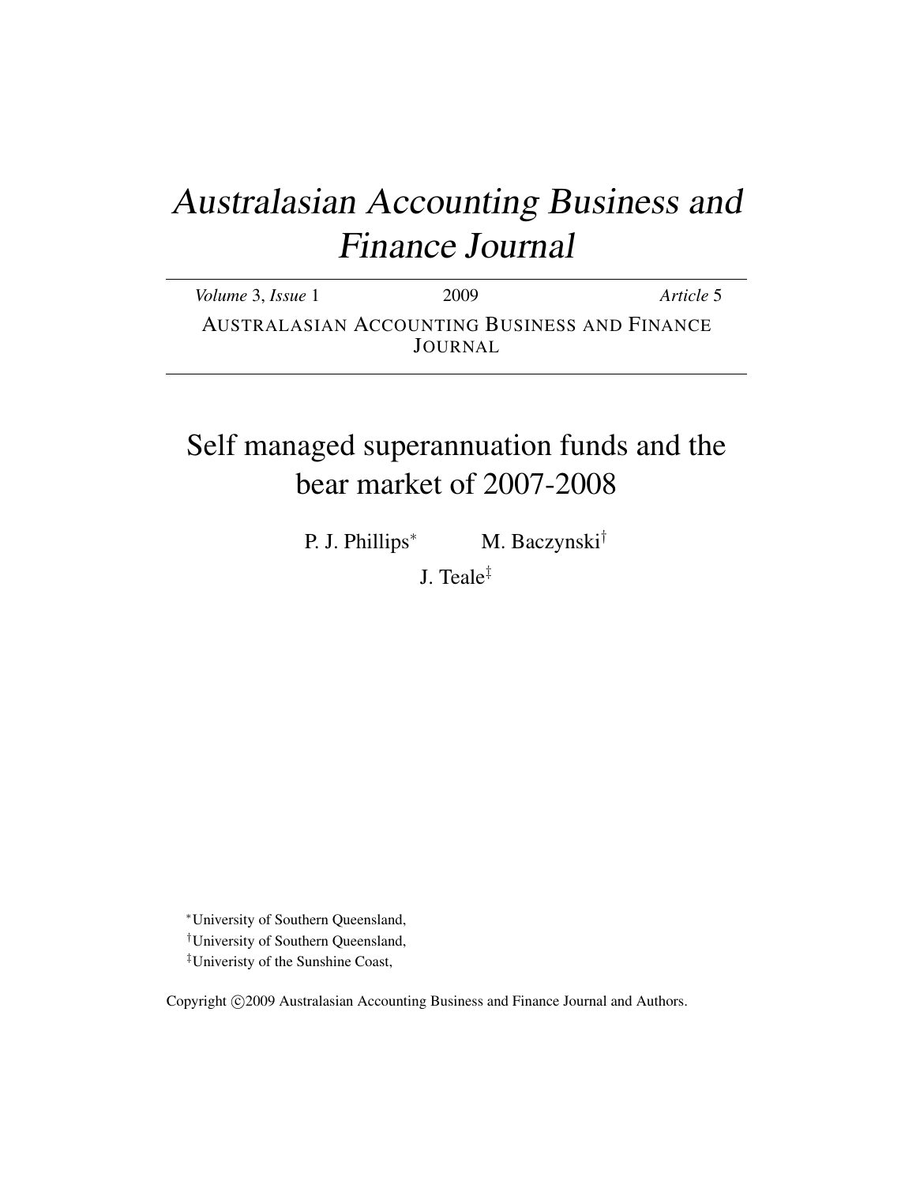# Australasian Accounting Business and Finance Journal

*Volume* 3, *Issue* 1 | 2009 | *Article* 5

AUSTRALASIAN ACCOUNTING BUSINESS AND FINANCE JOURNAL

## Self managed superannuation funds and the bear market of 2007-2008

P. J. Phillips[*] M. Baczynski[†]

J. Teale[‡]

[*]University of Southern Queensland,

[†]University of Southern Queensland,

[‡]Univeristy of the Sunshine Coast,

Copyright ©2009 Australasian Accounting Business and Finance Journal and Authors.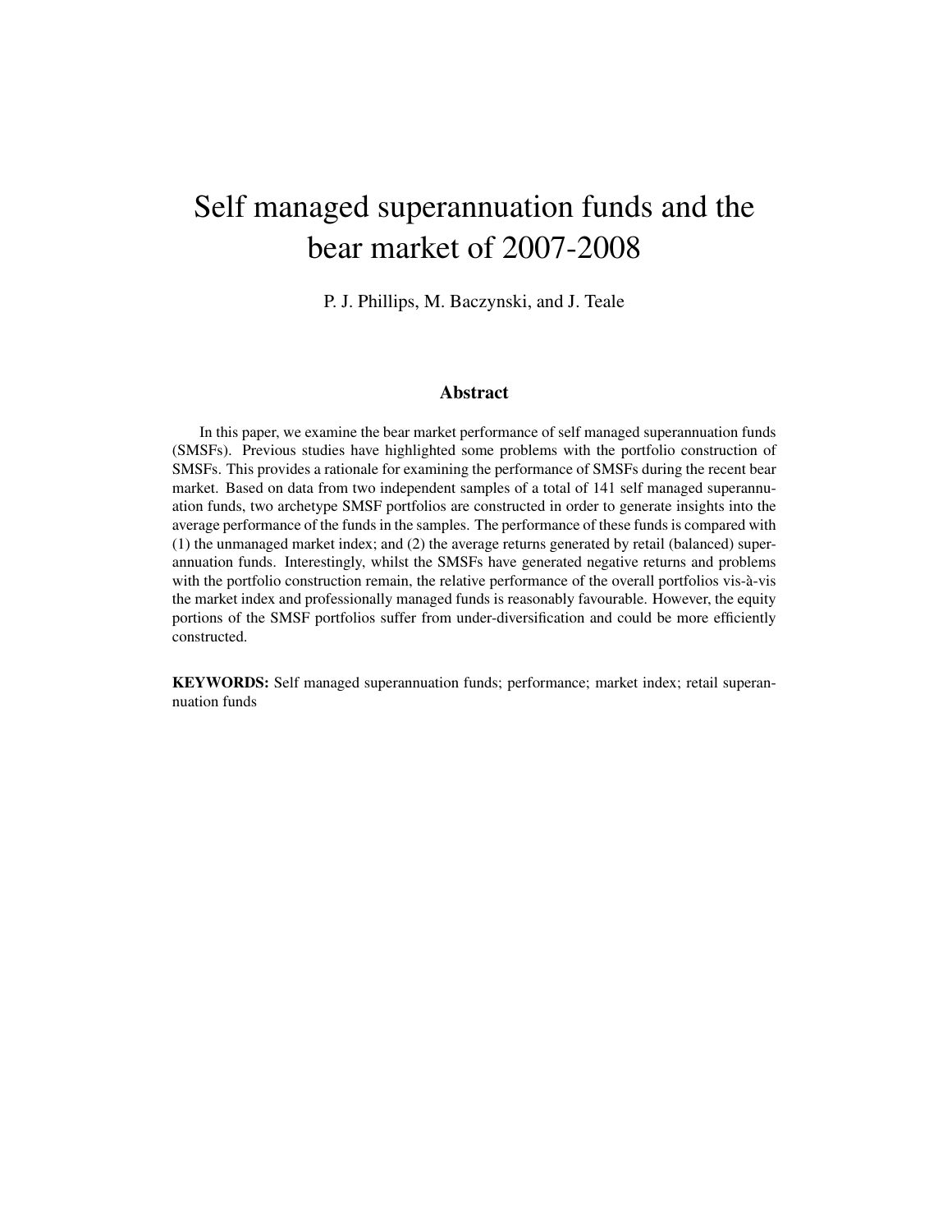# Self managed superannuation funds and the bear market of 2007-2008

P. J. Phillips, M. Baczynski, and J. Teale

## Abstract

In this paper, we examine the bear market performance of self managed superannuation funds (SMSFs). Previous studies have highlighted some problems with the portfolio construction of SMSFs. This provides a rationale for examining the performance of SMSFs during the recent bear market. Based on data from two independent samples of a total of 141 self managed superannuation funds, two archetype SMSF portfolios are constructed in order to generate insights into the average performance of the funds in the samples. The performance of these funds is compared with (1) the unmanaged market index; and (2) the average returns generated by retail (balanced) superannuation funds. Interestingly, whilst the SMSFs have generated negative returns and problems with the portfolio construction remain, the relative performance of the overall portfolios vis-à-vis the market index and professionally managed funds is reasonably favourable. However, the equity portions of the SMSF portfolios suffer from under-diversification and could be more efficiently constructed.

**KEYWORDS:** Self managed superannuation funds; performance; market index; retail superannuation funds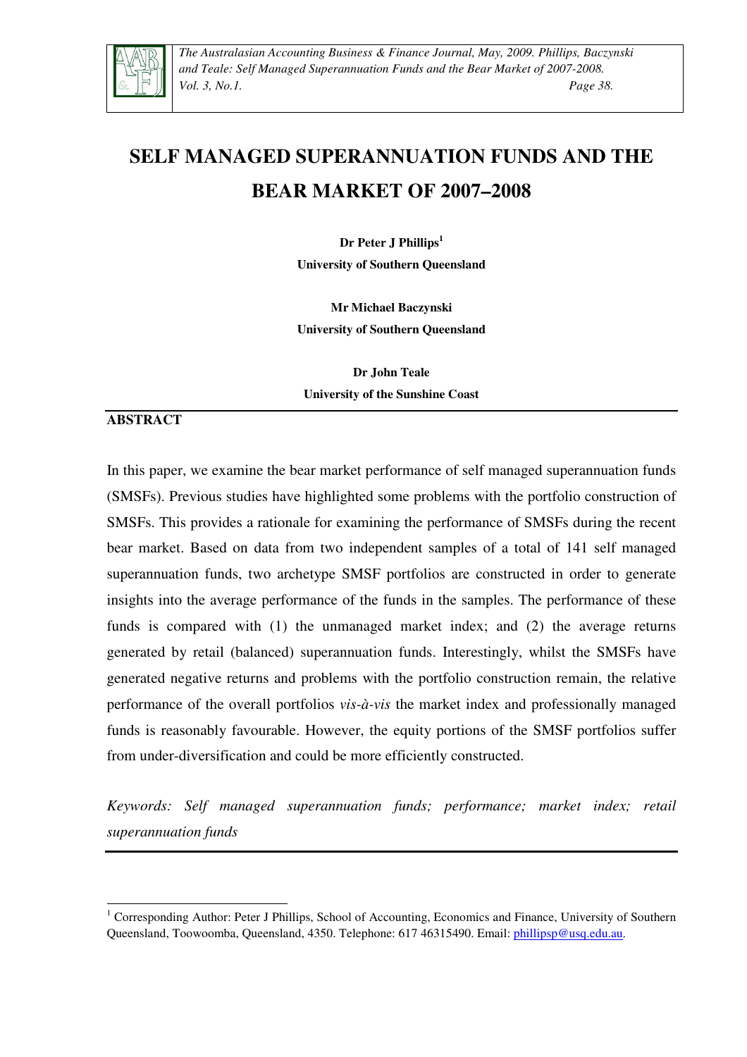# SELF MANAGED SUPERANNUATION FUNDS AND THE BEAR MARKET OF 2007–2008

**Dr Peter J Phillips**[1]

**University of Southern Queensland**

**Mr Michael Baczynski**

**University of Southern Queensland**

**Dr John Teale**

**University of the Sunshine Coast**

## ABSTRACT

In this paper, we examine the bear market performance of self managed superannuation funds (SMSFs). Previous studies have highlighted some problems with the portfolio construction of SMSFs. This provides a rationale for examining the performance of SMSFs during the recent bear market. Based on data from two independent samples of a total of 141 self managed superannuation funds, two archetype SMSF portfolios are constructed in order to generate insights into the average performance of the funds in the samples. The performance of these funds is compared with (1) the unmanaged market index; and (2) the average returns generated by retail (balanced) superannuation funds. Interestingly, whilst the SMSFs have generated negative returns and problems with the portfolio construction remain, the relative performance of the overall portfolios *vis-à-vis* the market index and professionally managed funds is reasonably favourable. However, the equity portions of the SMSF portfolios suffer from under-diversification and could be more efficiently constructed.

*Keywords: Self managed superannuation funds; performance; market index; retail superannuation funds*

---

[1] Corresponding Author: Peter J Phillips, School of Accounting, Economics and Finance, University of Southern Queensland, Toowoomba, Queensland, 4350. Telephone: 617 46315490. Email: phillipsp@usq.edu.au.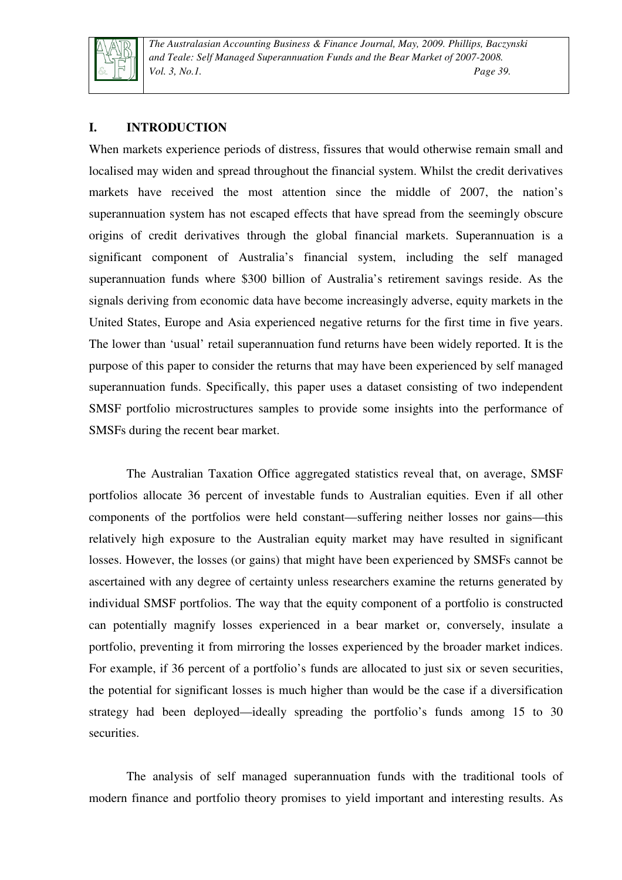## I. INTRODUCTION

When markets experience periods of distress, fissures that would otherwise remain small and localised may widen and spread throughout the financial system. Whilst the credit derivatives markets have received the most attention since the middle of 2007, the nation's superannuation system has not escaped effects that have spread from the seemingly obscure origins of credit derivatives through the global financial markets. Superannuation is a significant component of Australia's financial system, including the self managed superannuation funds where $300 billion of Australia's retirement savings reside. As the signals deriving from economic data have become increasingly adverse, equity markets in the United States, Europe and Asia experienced negative returns for the first time in five years. The lower than 'usual' retail superannuation fund returns have been widely reported. It is the purpose of this paper to consider the returns that may have been experienced by self managed superannuation funds. Specifically, this paper uses a dataset consisting of two independent SMSF portfolio microstructures samples to provide some insights into the performance of SMSFs during the recent bear market.

The Australian Taxation Office aggregated statistics reveal that, on average, SMSF portfolios allocate 36 percent of investable funds to Australian equities. Even if all other components of the portfolios were held constant—suffering neither losses nor gains—this relatively high exposure to the Australian equity market may have resulted in significant losses. However, the losses (or gains) that might have been experienced by SMSFs cannot be ascertained with any degree of certainty unless researchers examine the returns generated by individual SMSF portfolios. The way that the equity component of a portfolio is constructed can potentially magnify losses experienced in a bear market or, conversely, insulate a portfolio, preventing it from mirroring the losses experienced by the broader market indices. For example, if 36 percent of a portfolio's funds are allocated to just six or seven securities, the potential for significant losses is much higher than would be the case if a diversification strategy had been deployed—ideally spreading the portfolio's funds among 15 to 30 securities.

The analysis of self managed superannuation funds with the traditional tools of modern finance and portfolio theory promises to yield important and interesting results. As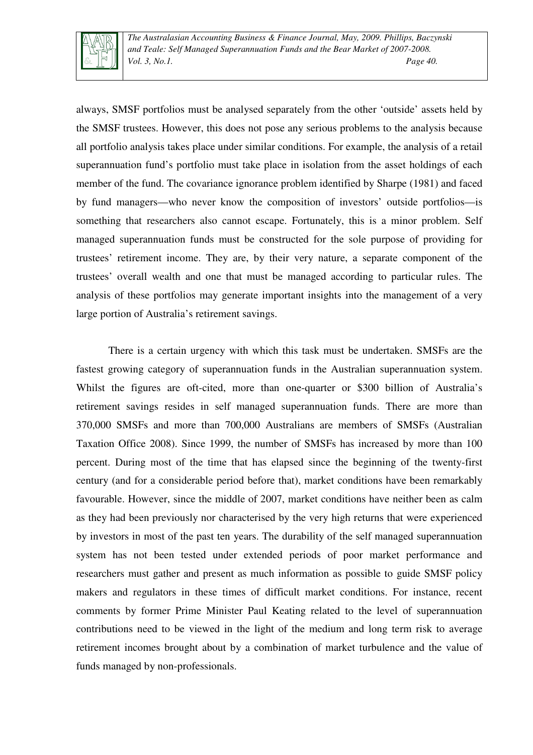always, SMSF portfolios must be analysed separately from the other 'outside' assets held by the SMSF trustees. However, this does not pose any serious problems to the analysis because all portfolio analysis takes place under similar conditions. For example, the analysis of a retail superannuation fund's portfolio must take place in isolation from the asset holdings of each member of the fund. The covariance ignorance problem identified by Sharpe (1981) and faced by fund managers—who never know the composition of investors' outside portfolios—is something that researchers also cannot escape. Fortunately, this is a minor problem. Self managed superannuation funds must be constructed for the sole purpose of providing for trustees' retirement income. They are, by their very nature, a separate component of the trustees' overall wealth and one that must be managed according to particular rules. The analysis of these portfolios may generate important insights into the management of a very large portion of Australia's retirement savings.

There is a certain urgency with which this task must be undertaken. SMSFs are the fastest growing category of superannuation funds in the Australian superannuation system. Whilst the figures are oft-cited, more than one-quarter or \$300 billion of Australia's retirement savings resides in self managed superannuation funds. There are more than 370,000 SMSFs and more than 700,000 Australians are members of SMSFs (Australian Taxation Office 2008). Since 1999, the number of SMSFs has increased by more than 100 percent. During most of the time that has elapsed since the beginning of the twenty-first century (and for a considerable period before that), market conditions have been remarkably favourable. However, since the middle of 2007, market conditions have neither been as calm as they had been previously nor characterised by the very high returns that were experienced by investors in most of the past ten years. The durability of the self managed superannuation system has not been tested under extended periods of poor market performance and researchers must gather and present as much information as possible to guide SMSF policy makers and regulators in these times of difficult market conditions. For instance, recent comments by former Prime Minister Paul Keating related to the level of superannuation contributions need to be viewed in the light of the medium and long term risk to average retirement incomes brought about by a combination of market turbulence and the value of funds managed by non-professionals.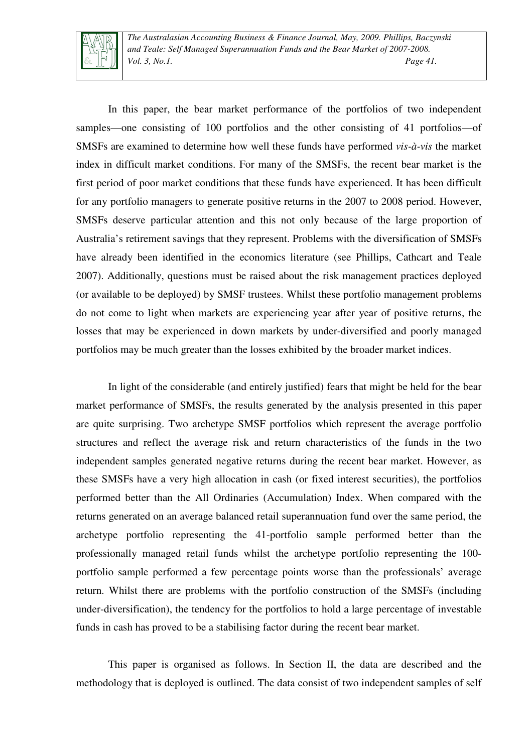In this paper, the bear market performance of the portfolios of two independent samples—one consisting of 100 portfolios and the other consisting of 41 portfolios—of SMSFs are examined to determine how well these funds have performed *vis-à-vis* the market index in difficult market conditions. For many of the SMSFs, the recent bear market is the first period of poor market conditions that these funds have experienced. It has been difficult for any portfolio managers to generate positive returns in the 2007 to 2008 period. However, SMSFs deserve particular attention and this not only because of the large proportion of Australia's retirement savings that they represent. Problems with the diversification of SMSFs have already been identified in the economics literature (see Phillips, Cathcart and Teale 2007). Additionally, questions must be raised about the risk management practices deployed (or available to be deployed) by SMSF trustees. Whilst these portfolio management problems do not come to light when markets are experiencing year after year of positive returns, the losses that may be experienced in down markets by under-diversified and poorly managed portfolios may be much greater than the losses exhibited by the broader market indices.

In light of the considerable (and entirely justified) fears that might be held for the bear market performance of SMSFs, the results generated by the analysis presented in this paper are quite surprising. Two archetype SMSF portfolios which represent the average portfolio structures and reflect the average risk and return characteristics of the funds in the two independent samples generated negative returns during the recent bear market. However, as these SMSFs have a very high allocation in cash (or fixed interest securities), the portfolios performed better than the All Ordinaries (Accumulation) Index. When compared with the returns generated on an average balanced retail superannuation fund over the same period, the archetype portfolio representing the 41-portfolio sample performed better than the professionally managed retail funds whilst the archetype portfolio representing the 100-portfolio sample performed a few percentage points worse than the professionals' average return. Whilst there are problems with the portfolio construction of the SMSFs (including under-diversification), the tendency for the portfolios to hold a large percentage of investable funds in cash has proved to be a stabilising factor during the recent bear market.

This paper is organised as follows. In Section II, the data are described and the methodology that is deployed is outlined. The data consist of two independent samples of self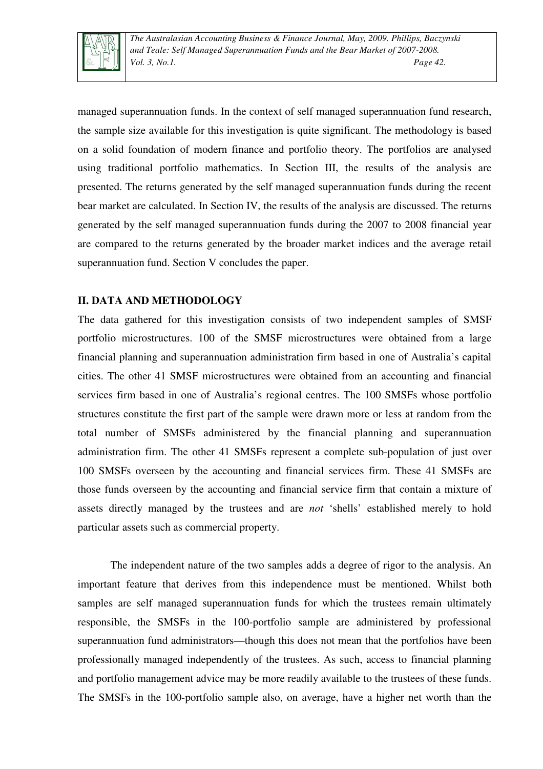managed superannuation funds. In the context of self managed superannuation fund research, the sample size available for this investigation is quite significant. The methodology is based on a solid foundation of modern finance and portfolio theory. The portfolios are analysed using traditional portfolio mathematics. In Section III, the results of the analysis are presented. The returns generated by the self managed superannuation funds during the recent bear market are calculated. In Section IV, the results of the analysis are discussed. The returns generated by the self managed superannuation funds during the 2007 to 2008 financial year are compared to the returns generated by the broader market indices and the average retail superannuation fund. Section V concludes the paper.

## II. DATA AND METHODOLOGY

The data gathered for this investigation consists of two independent samples of SMSF portfolio microstructures. 100 of the SMSF microstructures were obtained from a large financial planning and superannuation administration firm based in one of Australia's capital cities. The other 41 SMSF microstructures were obtained from an accounting and financial services firm based in one of Australia's regional centres. The 100 SMSFs whose portfolio structures constitute the first part of the sample were drawn more or less at random from the total number of SMSFs administered by the financial planning and superannuation administration firm. The other 41 SMSFs represent a complete sub-population of just over 100 SMSFs overseen by the accounting and financial services firm. These 41 SMSFs are those funds overseen by the accounting and financial service firm that contain a mixture of assets directly managed by the trustees and are *not* 'shells' established merely to hold particular assets such as commercial property.

The independent nature of the two samples adds a degree of rigor to the analysis. An important feature that derives from this independence must be mentioned. Whilst both samples are self managed superannuation funds for which the trustees remain ultimately responsible, the SMSFs in the 100-portfolio sample are administered by professional superannuation fund administrators—though this does not mean that the portfolios have been professionally managed independently of the trustees. As such, access to financial planning and portfolio management advice may be more readily available to the trustees of these funds. The SMSFs in the 100-portfolio sample also, on average, have a higher net worth than the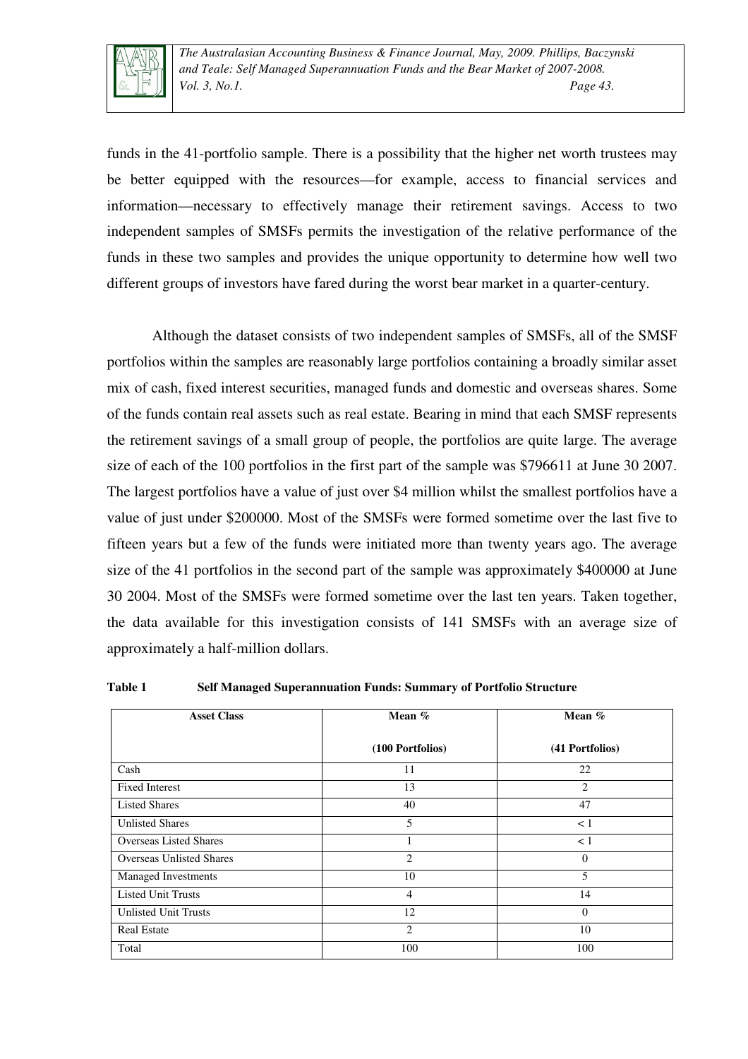funds in the 41-portfolio sample. There is a possibility that the higher net worth trustees may be better equipped with the resources—for example, access to financial services and information—necessary to effectively manage their retirement savings. Access to two independent samples of SMSFs permits the investigation of the relative performance of the funds in these two samples and provides the unique opportunity to determine how well two different groups of investors have fared during the worst bear market in a quarter-century.

Although the dataset consists of two independent samples of SMSFs, all of the SMSF portfolios within the samples are reasonably large portfolios containing a broadly similar asset mix of cash, fixed interest securities, managed funds and domestic and overseas shares. Some of the funds contain real assets such as real estate. Bearing in mind that each SMSF represents the retirement savings of a small group of people, the portfolios are quite large. The average size of each of the 100 portfolios in the first part of the sample was $796611 at June 30 2007. The largest portfolios have a value of just over $4 million whilst the smallest portfolios have a value of just under $200000. Most of the SMSFs were formed sometime over the last five to fifteen years but a few of the funds were initiated more than twenty years ago. The average size of the 41 portfolios in the second part of the sample was approximately $400000 at June 30 2004. Most of the SMSFs were formed sometime over the last ten years. Taken together, the data available for this investigation consists of 141 SMSFs with an average size of approximately a half-million dollars.

**Table 1 Self Managed Superannuation Funds: Summary of Portfolio Structure**

| Asset Class | Mean % (100 Portfolios) | Mean % (41 Portfolios) |
|---|---|---|
| Cash | 11 | 22 |
| Fixed Interest | 13 | 2 |
| Listed Shares | 40 | 47 |
| Unlisted Shares | 5 | < 1 |
| Overseas Listed Shares | 1 | < 1 |
| Overseas Unlisted Shares | 2 | 0 |
| Managed Investments | 10 | 5 |
| Listed Unit Trusts | 4 | 14 |
| Unlisted Unit Trusts | 12 | 0 |
| Real Estate | 2 | 10 |
| Total | 100 | 100 |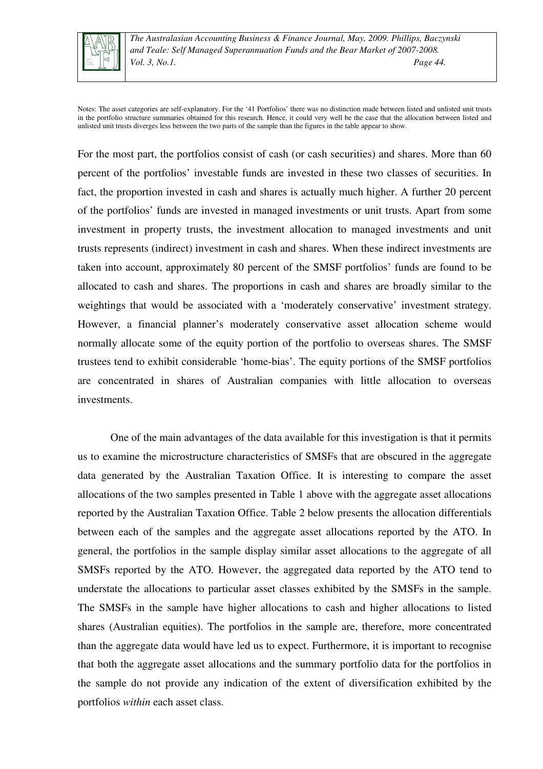Notes: The asset categories are self-explanatory. For the '41 Portfolios' there was no distinction made between listed and unlisted unit trusts in the portfolio structure summaries obtained for this research. Hence, it could very well be the case that the allocation between listed and unlisted unit trusts diverges less between the two parts of the sample than the figures in the table appear to show.

For the most part, the portfolios consist of cash (or cash securities) and shares. More than 60 percent of the portfolios' investable funds are invested in these two classes of securities. In fact, the proportion invested in cash and shares is actually much higher. A further 20 percent of the portfolios' funds are invested in managed investments or unit trusts. Apart from some investment in property trusts, the investment allocation to managed investments and unit trusts represents (indirect) investment in cash and shares. When these indirect investments are taken into account, approximately 80 percent of the SMSF portfolios' funds are found to be allocated to cash and shares. The proportions in cash and shares are broadly similar to the weightings that would be associated with a 'moderately conservative' investment strategy. However, a financial planner's moderately conservative asset allocation scheme would normally allocate some of the equity portion of the portfolio to overseas shares. The SMSF trustees tend to exhibit considerable 'home-bias'. The equity portions of the SMSF portfolios are concentrated in shares of Australian companies with little allocation to overseas investments.

One of the main advantages of the data available for this investigation is that it permits us to examine the microstructure characteristics of SMSFs that are obscured in the aggregate data generated by the Australian Taxation Office. It is interesting to compare the asset allocations of the two samples presented in Table 1 above with the aggregate asset allocations reported by the Australian Taxation Office. Table 2 below presents the allocation differentials between each of the samples and the aggregate asset allocations reported by the ATO. In general, the portfolios in the sample display similar asset allocations to the aggregate of all SMSFs reported by the ATO. However, the aggregated data reported by the ATO tend to understate the allocations to particular asset classes exhibited by the SMSFs in the sample. The SMSFs in the sample have higher allocations to cash and higher allocations to listed shares (Australian equities). The portfolios in the sample are, therefore, more concentrated than the aggregate data would have led us to expect. Furthermore, it is important to recognise that both the aggregate asset allocations and the summary portfolio data for the portfolios in the sample do not provide any indication of the extent of diversification exhibited by the portfolios *within* each asset class.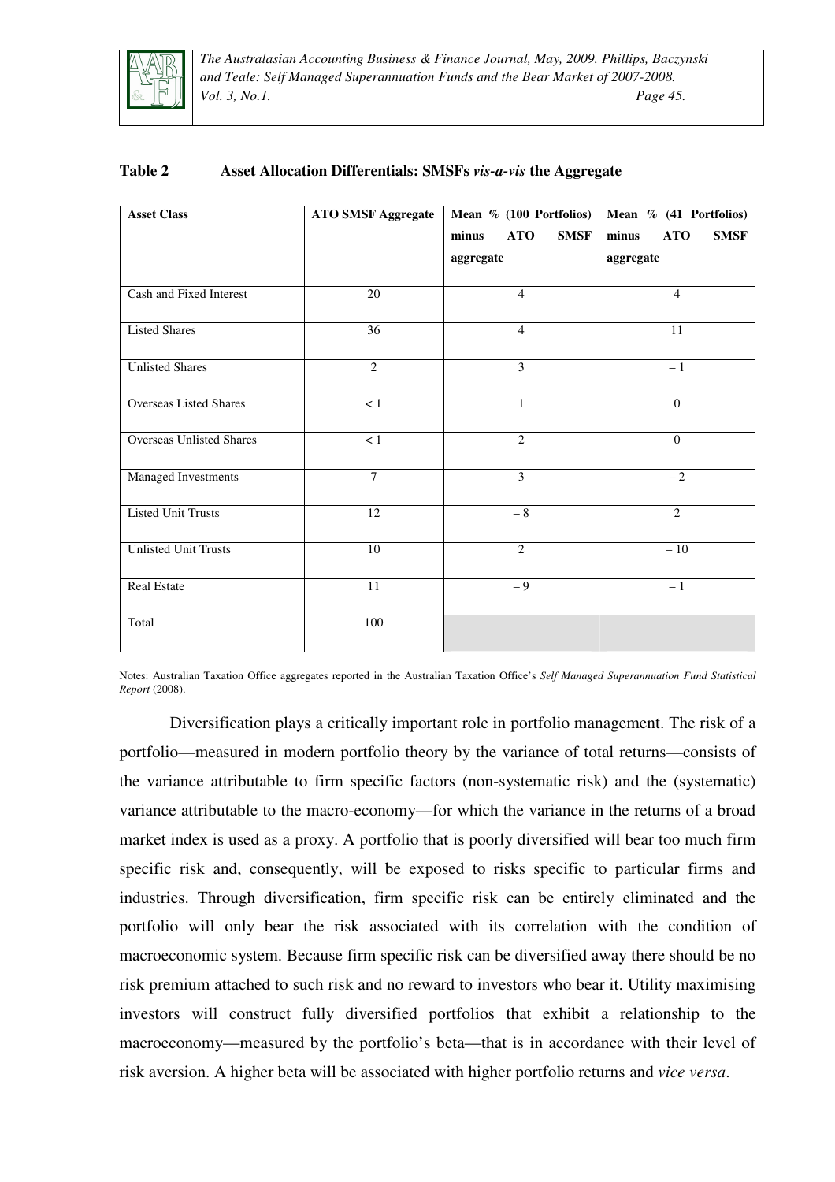**Table 2 Asset Allocation Differentials: SMSFs *vis-a-vis* the Aggregate**

| Asset Class | ATO SMSF Aggregate | Mean % (100 Portfolios) minus ATO SMSF aggregate | Mean % (41 Portfolios) minus ATO SMSF aggregate |
|---|---|---|---|
| Cash and Fixed Interest | 20 | 4 | 4 |
| Listed Shares | 36 | 4 | 11 |
| Unlisted Shares | 2 | 3 | – 1 |
| Overseas Listed Shares | < 1 | 1 | 0 |
| Overseas Unlisted Shares | < 1 | 2 | 0 |
| Managed Investments | 7 | 3 | – 2 |
| Listed Unit Trusts | 12 | – 8 | 2 |
| Unlisted Unit Trusts | 10 | 2 | – 10 |
| Real Estate | 11 | – 9 | – 1 |
| Total | 100 | | |

Notes: Australian Taxation Office aggregates reported in the Australian Taxation Office's *Self Managed Superannuation Fund Statistical Report* (2008).

Diversification plays a critically important role in portfolio management. The risk of a portfolio—measured in modern portfolio theory by the variance of total returns—consists of the variance attributable to firm specific factors (non-systematic risk) and the (systematic) variance attributable to the macro-economy—for which the variance in the returns of a broad market index is used as a proxy. A portfolio that is poorly diversified will bear too much firm specific risk and, consequently, will be exposed to risks specific to particular firms and industries. Through diversification, firm specific risk can be entirely eliminated and the portfolio will only bear the risk associated with its correlation with the condition of macroeconomic system. Because firm specific risk can be diversified away there should be no risk premium attached to such risk and no reward to investors who bear it. Utility maximising investors will construct fully diversified portfolios that exhibit a relationship to the macroeconomy—measured by the portfolio's beta—that is in accordance with their level of risk aversion. A higher beta will be associated with higher portfolio returns and *vice versa*.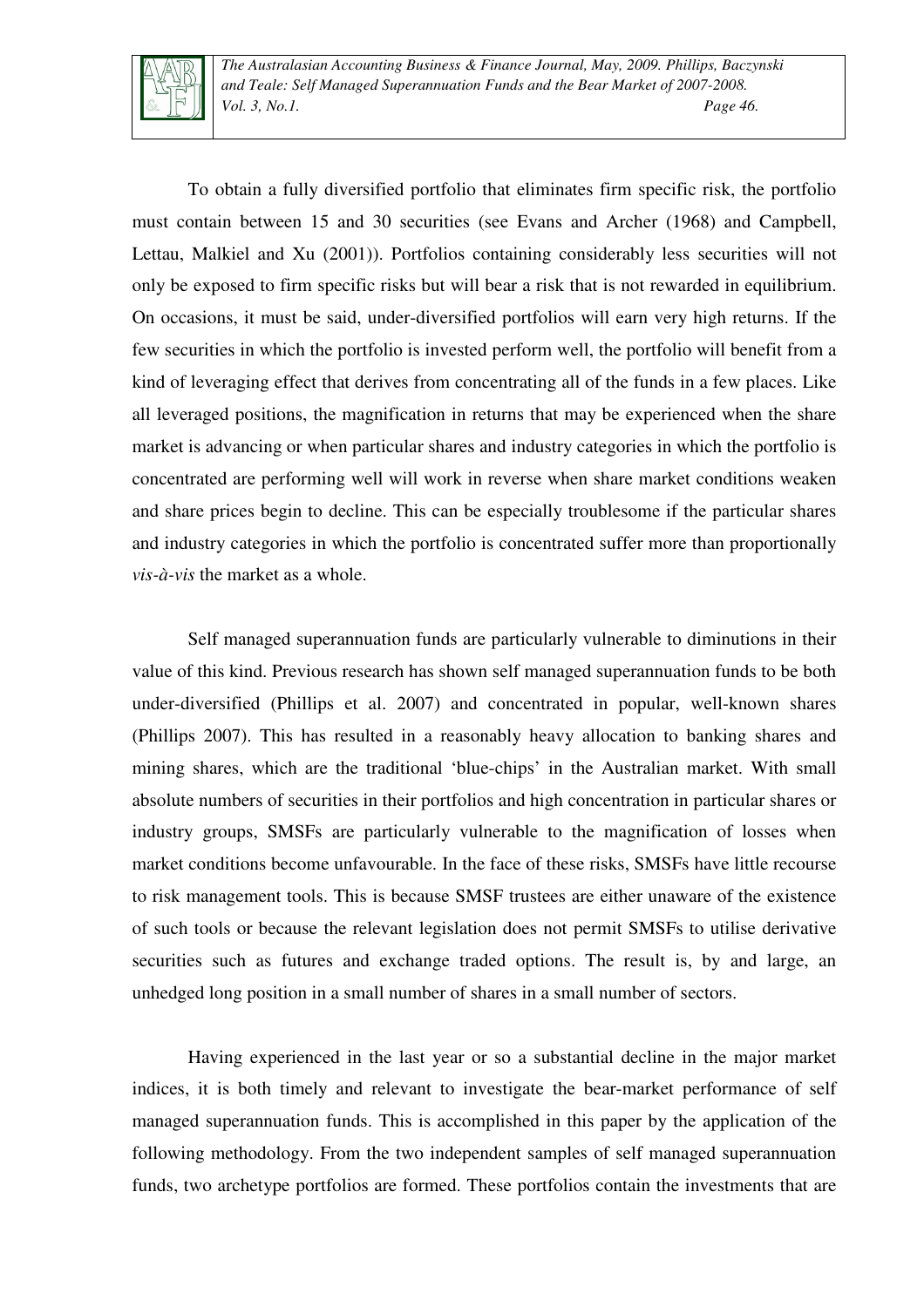To obtain a fully diversified portfolio that eliminates firm specific risk, the portfolio must contain between 15 and 30 securities (see Evans and Archer (1968) and Campbell, Lettau, Malkiel and Xu (2001)). Portfolios containing considerably less securities will not only be exposed to firm specific risks but will bear a risk that is not rewarded in equilibrium. On occasions, it must be said, under-diversified portfolios will earn very high returns. If the few securities in which the portfolio is invested perform well, the portfolio will benefit from a kind of leveraging effect that derives from concentrating all of the funds in a few places. Like all leveraged positions, the magnification in returns that may be experienced when the share market is advancing or when particular shares and industry categories in which the portfolio is concentrated are performing well will work in reverse when share market conditions weaken and share prices begin to decline. This can be especially troublesome if the particular shares and industry categories in which the portfolio is concentrated suffer more than proportionally *vis-à-vis* the market as a whole.

Self managed superannuation funds are particularly vulnerable to diminutions in their value of this kind. Previous research has shown self managed superannuation funds to be both under-diversified (Phillips et al. 2007) and concentrated in popular, well-known shares (Phillips 2007). This has resulted in a reasonably heavy allocation to banking shares and mining shares, which are the traditional 'blue-chips' in the Australian market. With small absolute numbers of securities in their portfolios and high concentration in particular shares or industry groups, SMSFs are particularly vulnerable to the magnification of losses when market conditions become unfavourable. In the face of these risks, SMSFs have little recourse to risk management tools. This is because SMSF trustees are either unaware of the existence of such tools or because the relevant legislation does not permit SMSFs to utilise derivative securities such as futures and exchange traded options. The result is, by and large, an unhedged long position in a small number of shares in a small number of sectors.

Having experienced in the last year or so a substantial decline in the major market indices, it is both timely and relevant to investigate the bear-market performance of self managed superannuation funds. This is accomplished in this paper by the application of the following methodology. From the two independent samples of self managed superannuation funds, two archetype portfolios are formed. These portfolios contain the investments that are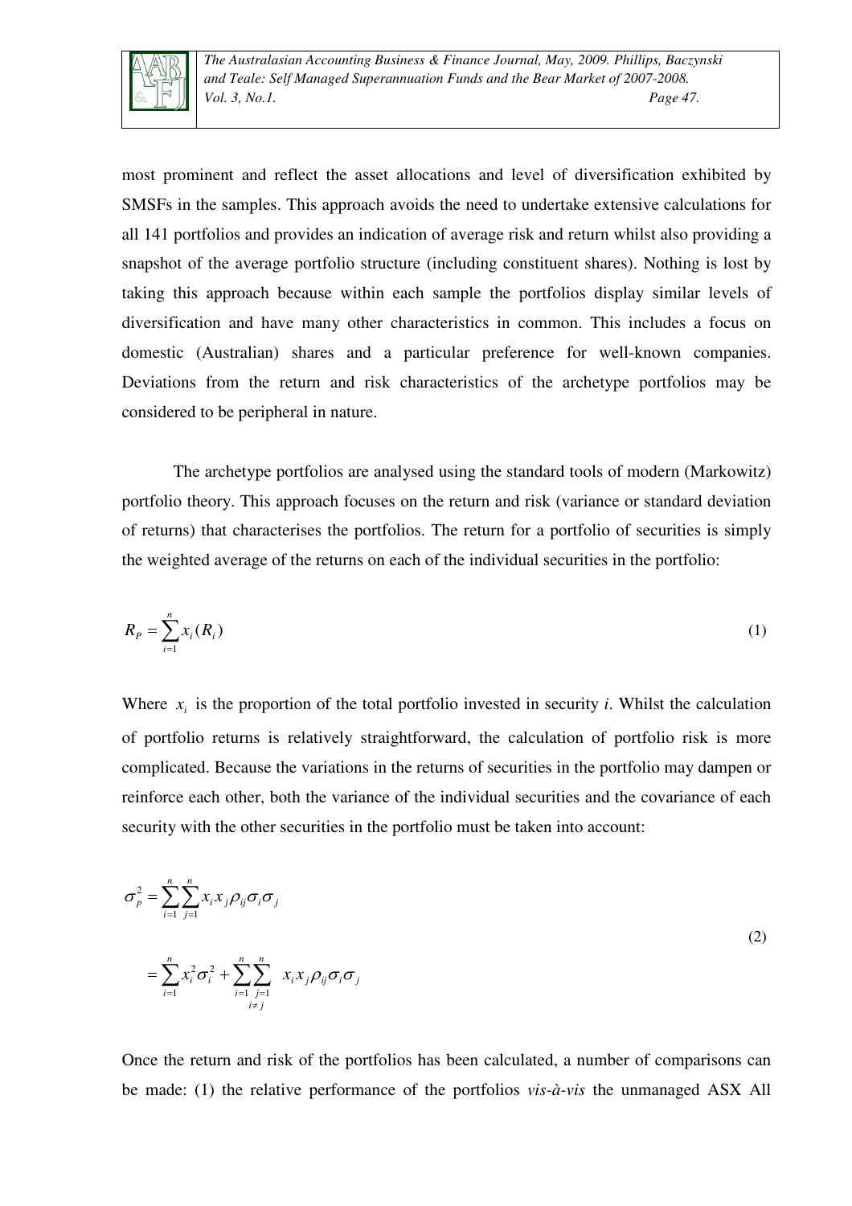most prominent and reflect the asset allocations and level of diversification exhibited by SMSFs in the samples. This approach avoids the need to undertake extensive calculations for all 141 portfolios and provides an indication of average risk and return whilst also providing a snapshot of the average portfolio structure (including constituent shares). Nothing is lost by taking this approach because within each sample the portfolios display similar levels of diversification and have many other characteristics in common. This includes a focus on domestic (Australian) shares and a particular preference for well-known companies. Deviations from the return and risk characteristics of the archetype portfolios may be considered to be peripheral in nature.

The archetype portfolios are analysed using the standard tools of modern (Markowitz) portfolio theory. This approach focuses on the return and risk (variance or standard deviation of returns) that characterises the portfolios. The return for a portfolio of securities is simply the weighted average of the returns on each of the individual securities in the portfolio:

$$R_P = \sum_{i=1}^{n} x_i (R_i) \tag{1}$$

Where $x_i$ is the proportion of the total portfolio invested in security *i*. Whilst the calculation of portfolio returns is relatively straightforward, the calculation of portfolio risk is more complicated. Because the variations in the returns of securities in the portfolio may dampen or reinforce each other, both the variance of the individual securities and the covariance of each security with the other securities in the portfolio must be taken into account:

$$\begin{aligned} \sigma_p^2 &= \sum_{i=1}^{n} \sum_{j=1}^{n} x_i x_j \rho_{ij} \sigma_i \sigma_j \\ &= \sum_{i=1}^{n} x_i^2 \sigma_i^2 + \sum_{\substack{i=1 \\ i \neq j}}^{n} \sum_{j=1}^{n} x_i x_j \rho_{ij} \sigma_i \sigma_j \end{aligned} \tag{2}$$

Once the return and risk of the portfolios has been calculated, a number of comparisons can be made: (1) the relative performance of the portfolios *vis-à-vis* the unmanaged ASX All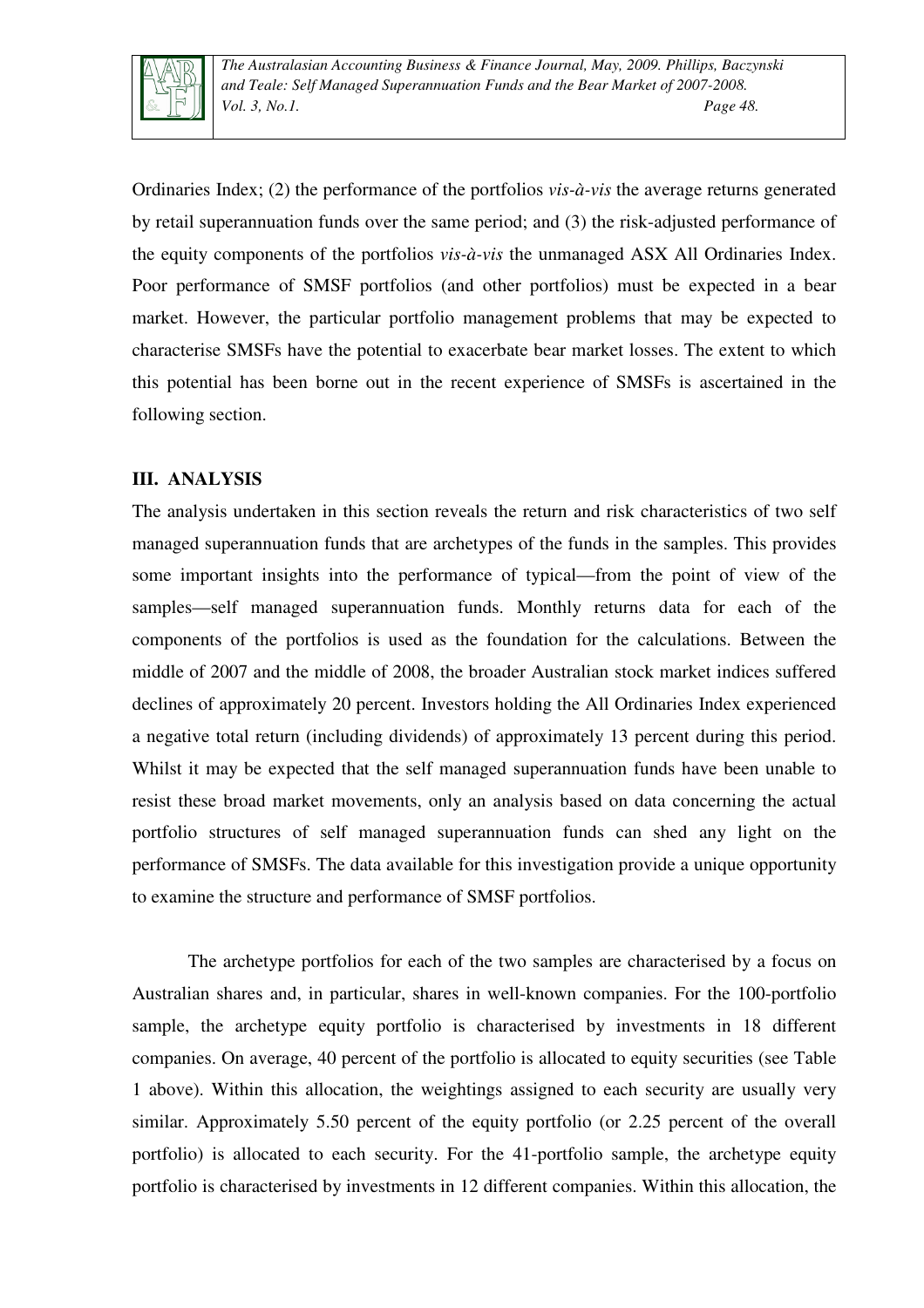Ordinaries Index; (2) the performance of the portfolios *vis-à-vis* the average returns generated by retail superannuation funds over the same period; and (3) the risk-adjusted performance of the equity components of the portfolios *vis-à-vis* the unmanaged ASX All Ordinaries Index. Poor performance of SMSF portfolios (and other portfolios) must be expected in a bear market. However, the particular portfolio management problems that may be expected to characterise SMSFs have the potential to exacerbate bear market losses. The extent to which this potential has been borne out in the recent experience of SMSFs is ascertained in the following section.

## III. ANALYSIS

The analysis undertaken in this section reveals the return and risk characteristics of two self managed superannuation funds that are archetypes of the funds in the samples. This provides some important insights into the performance of typical—from the point of view of the samples—self managed superannuation funds. Monthly returns data for each of the components of the portfolios is used as the foundation for the calculations. Between the middle of 2007 and the middle of 2008, the broader Australian stock market indices suffered declines of approximately 20 percent. Investors holding the All Ordinaries Index experienced a negative total return (including dividends) of approximately 13 percent during this period. Whilst it may be expected that the self managed superannuation funds have been unable to resist these broad market movements, only an analysis based on data concerning the actual portfolio structures of self managed superannuation funds can shed any light on the performance of SMSFs. The data available for this investigation provide a unique opportunity to examine the structure and performance of SMSF portfolios.

The archetype portfolios for each of the two samples are characterised by a focus on Australian shares and, in particular, shares in well-known companies. For the 100-portfolio sample, the archetype equity portfolio is characterised by investments in 18 different companies. On average, 40 percent of the portfolio is allocated to equity securities (see Table 1 above). Within this allocation, the weightings assigned to each security are usually very similar. Approximately 5.50 percent of the equity portfolio (or 2.25 percent of the overall portfolio) is allocated to each security. For the 41-portfolio sample, the archetype equity portfolio is characterised by investments in 12 different companies. Within this allocation, the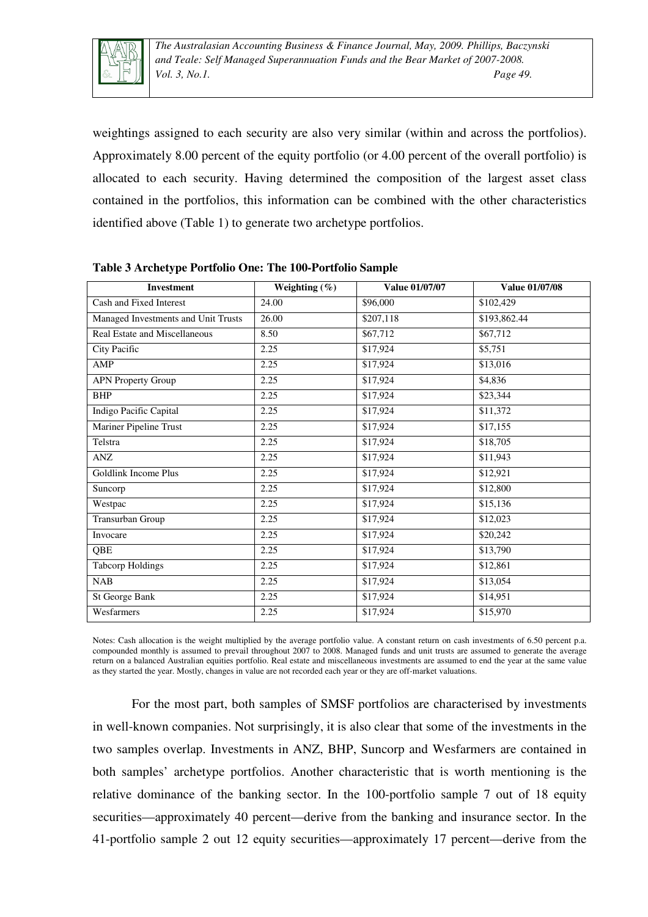weightings assigned to each security are also very similar (within and across the portfolios). Approximately 8.00 percent of the equity portfolio (or 4.00 percent of the overall portfolio) is allocated to each security. Having determined the composition of the largest asset class contained in the portfolios, this information can be combined with the other characteristics identified above (Table 1) to generate two archetype portfolios.

**Table 3 Archetype Portfolio One: The 100-Portfolio Sample**

| Investment | Weighting (%) | Value 01/07/07 | Value 01/07/08 |
|---|---|---|---|
| Cash and Fixed Interest | 24.00 | $96,000 | $102,429 |
| Managed Investments and Unit Trusts | 26.00 | $207,118 | $193,862.44 |
| Real Estate and Miscellaneous | 8.50 | $67,712 | $67,712 |
| City Pacific | 2.25 | $17,924 | $5,751 |
| AMP | 2.25 | $17,924 | $13,016 |
| APN Property Group | 2.25 | $17,924 | $4,836 |
| BHP | 2.25 | $17,924 | $23,344 |
| Indigo Pacific Capital | 2.25 | $17,924 | $11,372 |
| Mariner Pipeline Trust | 2.25 | $17,924 | $17,155 |
| Telstra | 2.25 | $17,924 | $18,705 |
| ANZ | 2.25 | $17,924 | $11,943 |
| Goldlink Income Plus | 2.25 | $17,924 | $12,921 |
| Suncorp | 2.25 | $17,924 | $12,800 |
| Westpac | 2.25 | $17,924 | $15,136 |
| Transurban Group | 2.25 | $17,924 | $12,023 |
| Invocare | 2.25 | $17,924 | $20,242 |
| QBE | 2.25 | $17,924 | $13,790 |
| Tabcorp Holdings | 2.25 | $17,924 | $12,861 |
| NAB | 2.25 | $17,924 | $13,054 |
| St George Bank | 2.25 | $17,924 | $14,951 |
| Wesfarmers | 2.25 | $17,924 | $15,970 |

Notes: Cash allocation is the weight multiplied by the average portfolio value. A constant return on cash investments of 6.50 percent p.a. compounded monthly is assumed to prevail throughout 2007 to 2008. Managed funds and unit trusts are assumed to generate the average return on a balanced Australian equities portfolio. Real estate and miscellaneous investments are assumed to end the year at the same value as they started the year. Mostly, changes in value are not recorded each year or they are off-market valuations.

For the most part, both samples of SMSF portfolios are characterised by investments in well-known companies. Not surprisingly, it is also clear that some of the investments in the two samples overlap. Investments in ANZ, BHP, Suncorp and Wesfarmers are contained in both samples' archetype portfolios. Another characteristic that is worth mentioning is the relative dominance of the banking sector. In the 100-portfolio sample 7 out of 18 equity securities—approximately 40 percent—derive from the banking and insurance sector. In the 41-portfolio sample 2 out 12 equity securities—approximately 17 percent—derive from the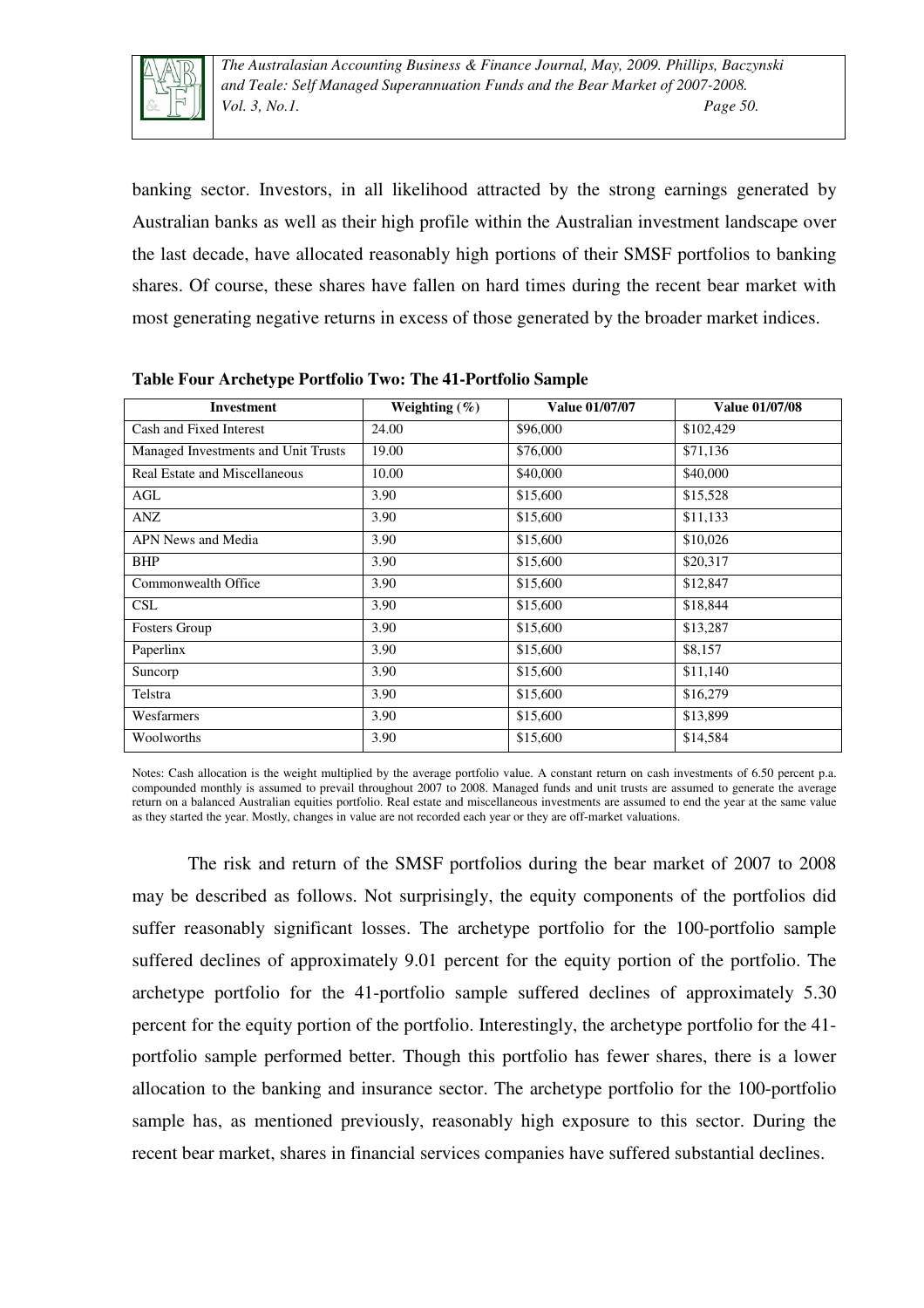banking sector. Investors, in all likelihood attracted by the strong earnings generated by Australian banks as well as their high profile within the Australian investment landscape over the last decade, have allocated reasonably high portions of their SMSF portfolios to banking shares. Of course, these shares have fallen on hard times during the recent bear market with most generating negative returns in excess of those generated by the broader market indices.

**Table Four Archetype Portfolio Two: The 41-Portfolio Sample**

| Investment | Weighting (%) | Value 01/07/07 | Value 01/07/08 |
|---|---|---|---|
| Cash and Fixed Interest | 24.00 | $96,000 | $102,429 |
| Managed Investments and Unit Trusts | 19.00 | $76,000 | $71,136 |
| Real Estate and Miscellaneous | 10.00 | $40,000 | $40,000 |
| AGL | 3.90 | $15,600 | $15,528 |
| ANZ | 3.90 | $15,600 | $11,133 |
| APN News and Media | 3.90 | $15,600 | $10,026 |
| BHP | 3.90 | $15,600 | $20,317 |
| Commonwealth Office | 3.90 | $15,600 | $12,847 |
| CSL | 3.90 | $15,600 | $18,844 |
| Fosters Group | 3.90 | $15,600 | $13,287 |
| Paperlinx | 3.90 | $15,600 | $8,157 |
| Suncorp | 3.90 | $15,600 | $11,140 |
| Telstra | 3.90 | $15,600 | $16,279 |
| Wesfarmers | 3.90 | $15,600 | $13,899 |
| Woolworths | 3.90 | $15,600 | $14,584 |

Notes: Cash allocation is the weight multiplied by the average portfolio value. A constant return on cash investments of 6.50 percent p.a. compounded monthly is assumed to prevail throughout 2007 to 2008. Managed funds and unit trusts are assumed to generate the average return on a balanced Australian equities portfolio. Real estate and miscellaneous investments are assumed to end the year at the same value as they started the year. Mostly, changes in value are not recorded each year or they are off-market valuations.

The risk and return of the SMSF portfolios during the bear market of 2007 to 2008 may be described as follows. Not surprisingly, the equity components of the portfolios did suffer reasonably significant losses. The archetype portfolio for the 100-portfolio sample suffered declines of approximately 9.01 percent for the equity portion of the portfolio. The archetype portfolio for the 41-portfolio sample suffered declines of approximately 5.30 percent for the equity portion of the portfolio. Interestingly, the archetype portfolio for the 41-portfolio sample performed better. Though this portfolio has fewer shares, there is a lower allocation to the banking and insurance sector. The archetype portfolio for the 100-portfolio sample has, as mentioned previously, reasonably high exposure to this sector. During the recent bear market, shares in financial services companies have suffered substantial declines.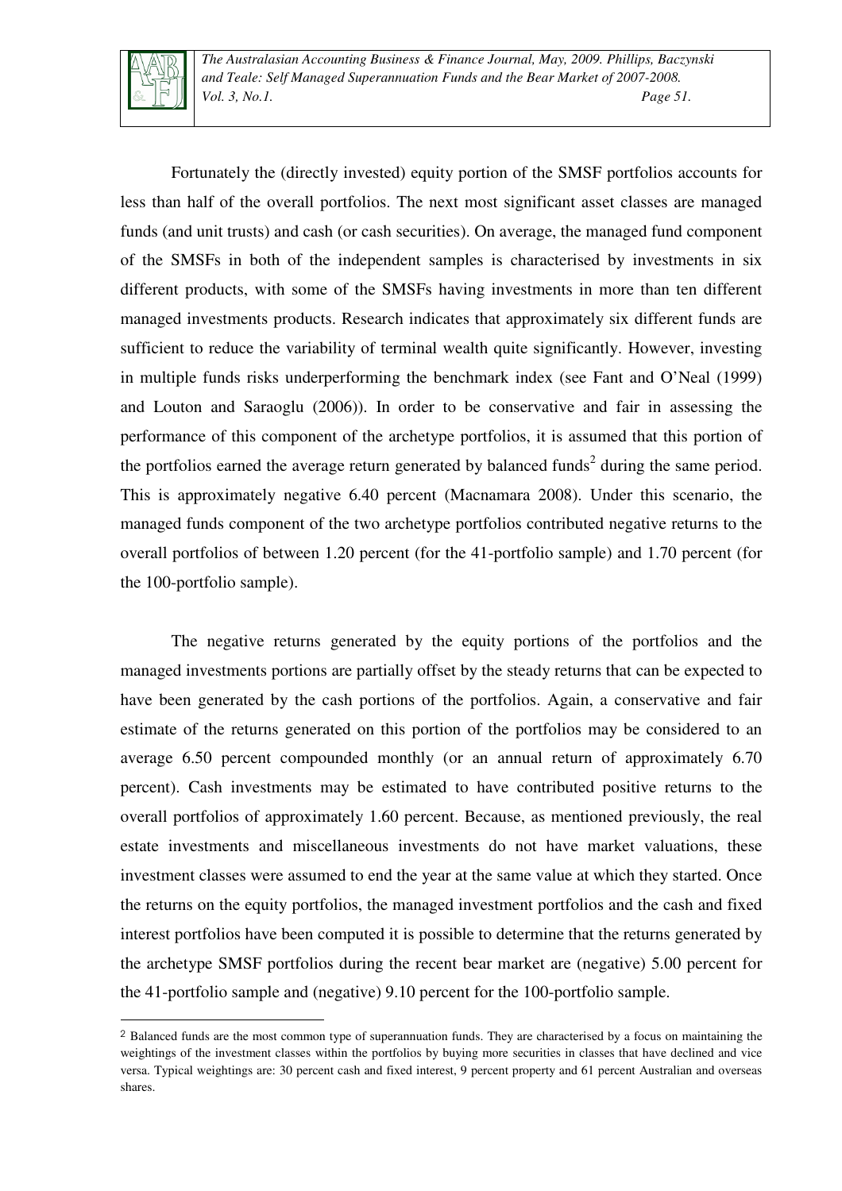Fortunately the (directly invested) equity portion of the SMSF portfolios accounts for less than half of the overall portfolios. The next most significant asset classes are managed funds (and unit trusts) and cash (or cash securities). On average, the managed fund component of the SMSFs in both of the independent samples is characterised by investments in six different products, with some of the SMSFs having investments in more than ten different managed investments products. Research indicates that approximately six different funds are sufficient to reduce the variability of terminal wealth quite significantly. However, investing in multiple funds risks underperforming the benchmark index (see Fant and O'Neal (1999) and Louton and Saraoglu (2006)). In order to be conservative and fair in assessing the performance of this component of the archetype portfolios, it is assumed that this portion of the portfolios earned the average return generated by balanced funds[2] during the same period. This is approximately negative 6.40 percent (Macnamara 2008). Under this scenario, the managed funds component of the two archetype portfolios contributed negative returns to the overall portfolios of between 1.20 percent (for the 41-portfolio sample) and 1.70 percent (for the 100-portfolio sample).

The negative returns generated by the equity portions of the portfolios and the managed investments portions are partially offset by the steady returns that can be expected to have been generated by the cash portions of the portfolios. Again, a conservative and fair estimate of the returns generated on this portion of the portfolios may be considered to an average 6.50 percent compounded monthly (or an annual return of approximately 6.70 percent). Cash investments may be estimated to have contributed positive returns to the overall portfolios of approximately 1.60 percent. Because, as mentioned previously, the real estate investments and miscellaneous investments do not have market valuations, these investment classes were assumed to end the year at the same value at which they started. Once the returns on the equity portfolios, the managed investment portfolios and the cash and fixed interest portfolios have been computed it is possible to determine that the returns generated by the archetype SMSF portfolios during the recent bear market are (negative) 5.00 percent for the 41-portfolio sample and (negative) 9.10 percent for the 100-portfolio sample.

---

[2] Balanced funds are the most common type of superannuation funds. They are characterised by a focus on maintaining the weightings of the investment classes within the portfolios by buying more securities in classes that have declined and vice versa. Typical weightings are: 30 percent cash and fixed interest, 9 percent property and 61 percent Australian and overseas shares.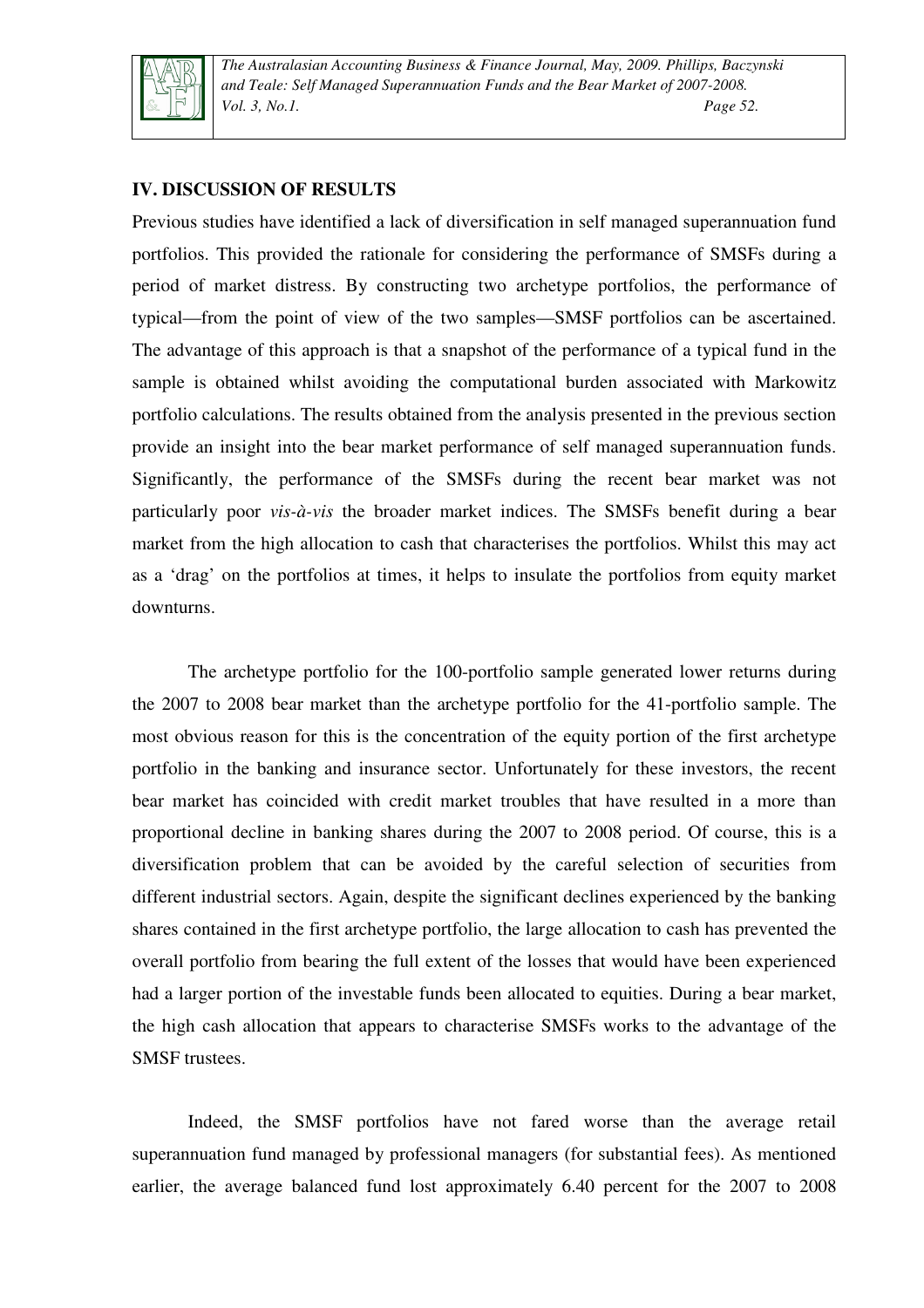## IV. DISCUSSION OF RESULTS

Previous studies have identified a lack of diversification in self managed superannuation fund portfolios. This provided the rationale for considering the performance of SMSFs during a period of market distress. By constructing two archetype portfolios, the performance of typical—from the point of view of the two samples—SMSF portfolios can be ascertained. The advantage of this approach is that a snapshot of the performance of a typical fund in the sample is obtained whilst avoiding the computational burden associated with Markowitz portfolio calculations. The results obtained from the analysis presented in the previous section provide an insight into the bear market performance of self managed superannuation funds. Significantly, the performance of the SMSFs during the recent bear market was not particularly poor *vis-à-vis* the broader market indices. The SMSFs benefit during a bear market from the high allocation to cash that characterises the portfolios. Whilst this may act as a 'drag' on the portfolios at times, it helps to insulate the portfolios from equity market downturns.

The archetype portfolio for the 100-portfolio sample generated lower returns during the 2007 to 2008 bear market than the archetype portfolio for the 41-portfolio sample. The most obvious reason for this is the concentration of the equity portion of the first archetype portfolio in the banking and insurance sector. Unfortunately for these investors, the recent bear market has coincided with credit market troubles that have resulted in a more than proportional decline in banking shares during the 2007 to 2008 period. Of course, this is a diversification problem that can be avoided by the careful selection of securities from different industrial sectors. Again, despite the significant declines experienced by the banking shares contained in the first archetype portfolio, the large allocation to cash has prevented the overall portfolio from bearing the full extent of the losses that would have been experienced had a larger portion of the investable funds been allocated to equities. During a bear market, the high cash allocation that appears to characterise SMSFs works to the advantage of the SMSF trustees.

Indeed, the SMSF portfolios have not fared worse than the average retail superannuation fund managed by professional managers (for substantial fees). As mentioned earlier, the average balanced fund lost approximately 6.40 percent for the 2007 to 2008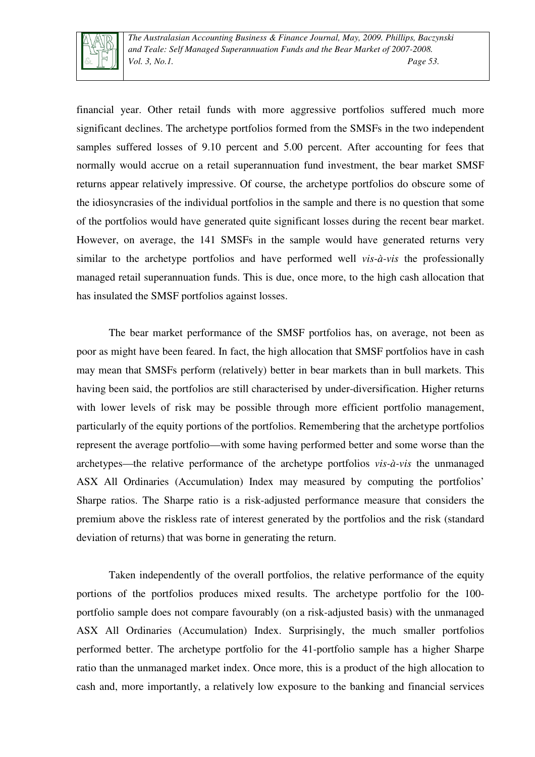financial year. Other retail funds with more aggressive portfolios suffered much more significant declines. The archetype portfolios formed from the SMSFs in the two independent samples suffered losses of 9.10 percent and 5.00 percent. After accounting for fees that normally would accrue on a retail superannuation fund investment, the bear market SMSF returns appear relatively impressive. Of course, the archetype portfolios do obscure some of the idiosyncrasies of the individual portfolios in the sample and there is no question that some of the portfolios would have generated quite significant losses during the recent bear market. However, on average, the 141 SMSFs in the sample would have generated returns very similar to the archetype portfolios and have performed well *vis-à-vis* the professionally managed retail superannuation funds. This is due, once more, to the high cash allocation that has insulated the SMSF portfolios against losses.

The bear market performance of the SMSF portfolios has, on average, not been as poor as might have been feared. In fact, the high allocation that SMSF portfolios have in cash may mean that SMSFs perform (relatively) better in bear markets than in bull markets. This having been said, the portfolios are still characterised by under-diversification. Higher returns with lower levels of risk may be possible through more efficient portfolio management, particularly of the equity portions of the portfolios. Remembering that the archetype portfolios represent the average portfolio—with some having performed better and some worse than the archetypes—the relative performance of the archetype portfolios *vis-à-vis* the unmanaged ASX All Ordinaries (Accumulation) Index may measured by computing the portfolios' Sharpe ratios. The Sharpe ratio is a risk-adjusted performance measure that considers the premium above the riskless rate of interest generated by the portfolios and the risk (standard deviation of returns) that was borne in generating the return.

Taken independently of the overall portfolios, the relative performance of the equity portions of the portfolios produces mixed results. The archetype portfolio for the 100-portfolio sample does not compare favourably (on a risk-adjusted basis) with the unmanaged ASX All Ordinaries (Accumulation) Index. Surprisingly, the much smaller portfolios performed better. The archetype portfolio for the 41-portfolio sample has a higher Sharpe ratio than the unmanaged market index. Once more, this is a product of the high allocation to cash and, more importantly, a relatively low exposure to the banking and financial services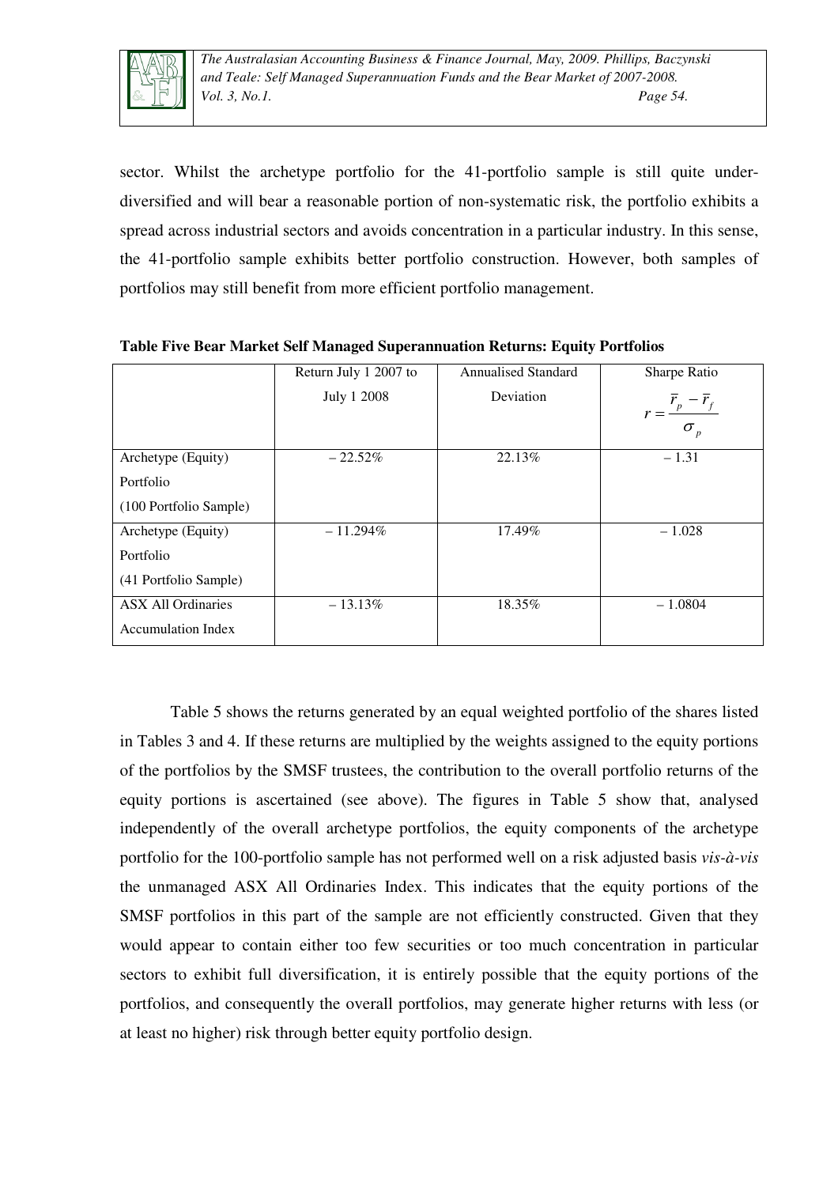sector. Whilst the archetype portfolio for the 41-portfolio sample is still quite under-diversified and will bear a reasonable portion of non-systematic risk, the portfolio exhibits a spread across industrial sectors and avoids concentration in a particular industry. In this sense, the 41-portfolio sample exhibits better portfolio construction. However, both samples of portfolios may still benefit from more efficient portfolio management.

**Table Five Bear Market Self Managed Superannuation Returns: Equity Portfolios**

| | Return July 1 2007 to July 1 2008 | Annualised Standard Deviation | Sharpe Ratio $r = \frac{\bar{r}_p - \bar{r}_f}{\sigma_p}$ |
|---|---|---|---|
| Archetype (Equity) Portfolio (100 Portfolio Sample) | – 22.52% | 22.13% | – 1.31 |
| Archetype (Equity) Portfolio (41 Portfolio Sample) | – 11.294% | 17.49% | – 1.028 |
| ASX All Ordinaries Accumulation Index | – 13.13% | 18.35% | – 1.0804 |

Table 5 shows the returns generated by an equal weighted portfolio of the shares listed in Tables 3 and 4. If these returns are multiplied by the weights assigned to the equity portions of the portfolios by the SMSF trustees, the contribution to the overall portfolio returns of the equity portions is ascertained (see above). The figures in Table 5 show that, analysed independently of the overall archetype portfolios, the equity components of the archetype portfolio for the 100-portfolio sample has not performed well on a risk adjusted basis *vis-à-vis* the unmanaged ASX All Ordinaries Index. This indicates that the equity portions of the SMSF portfolios in this part of the sample are not efficiently constructed. Given that they would appear to contain either too few securities or too much concentration in particular sectors to exhibit full diversification, it is entirely possible that the equity portions of the portfolios, and consequently the overall portfolios, may generate higher returns with less (or at least no higher) risk through better equity portfolio design.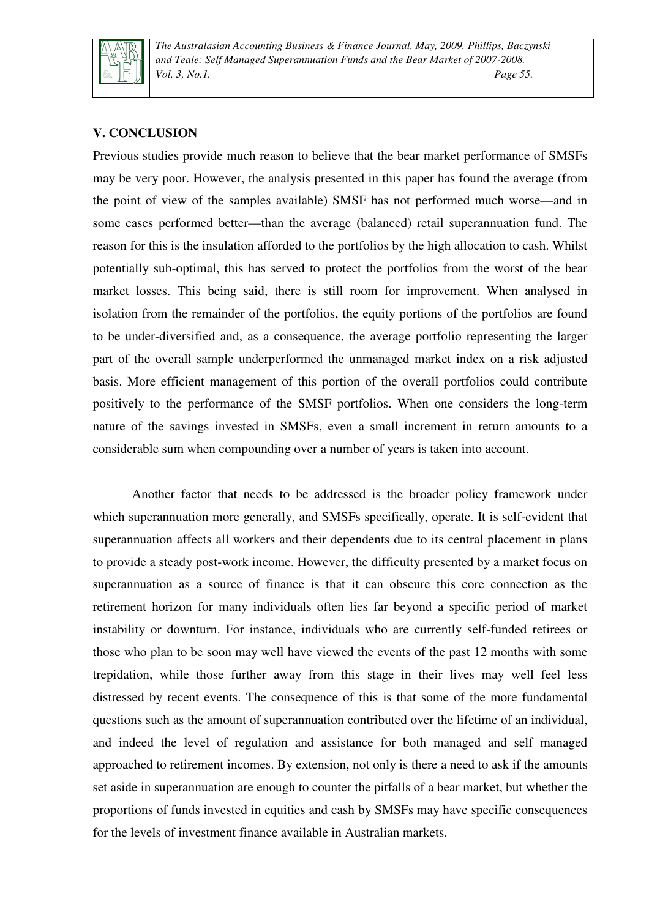## V. CONCLUSION

Previous studies provide much reason to believe that the bear market performance of SMSFs may be very poor. However, the analysis presented in this paper has found the average (from the point of view of the samples available) SMSF has not performed much worse—and in some cases performed better—than the average (balanced) retail superannuation fund. The reason for this is the insulation afforded to the portfolios by the high allocation to cash. Whilst potentially sub-optimal, this has served to protect the portfolios from the worst of the bear market losses. This being said, there is still room for improvement. When analysed in isolation from the remainder of the portfolios, the equity portions of the portfolios are found to be under-diversified and, as a consequence, the average portfolio representing the larger part of the overall sample underperformed the unmanaged market index on a risk adjusted basis. More efficient management of this portion of the overall portfolios could contribute positively to the performance of the SMSF portfolios. When one considers the long-term nature of the savings invested in SMSFs, even a small increment in return amounts to a considerable sum when compounding over a number of years is taken into account.

Another factor that needs to be addressed is the broader policy framework under which superannuation more generally, and SMSFs specifically, operate. It is self-evident that superannuation affects all workers and their dependents due to its central placement in plans to provide a steady post-work income. However, the difficulty presented by a market focus on superannuation as a source of finance is that it can obscure this core connection as the retirement horizon for many individuals often lies far beyond a specific period of market instability or downturn. For instance, individuals who are currently self-funded retirees or those who plan to be soon may well have viewed the events of the past 12 months with some trepidation, while those further away from this stage in their lives may well feel less distressed by recent events. The consequence of this is that some of the more fundamental questions such as the amount of superannuation contributed over the lifetime of an individual, and indeed the level of regulation and assistance for both managed and self managed approached to retirement incomes. By extension, not only is there a need to ask if the amounts set aside in superannuation are enough to counter the pitfalls of a bear market, but whether the proportions of funds invested in equities and cash by SMSFs may have specific consequences for the levels of investment finance available in Australian markets.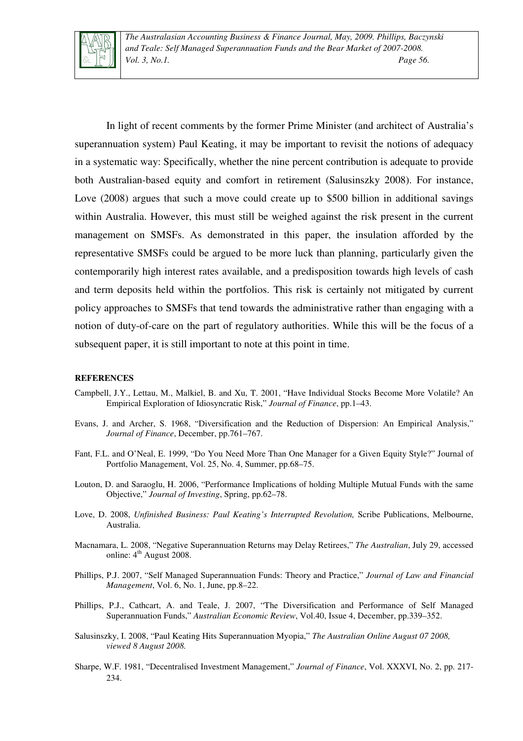In light of recent comments by the former Prime Minister (and architect of Australia's superannuation system) Paul Keating, it may be important to revisit the notions of adequacy in a systematic way: Specifically, whether the nine percent contribution is adequate to provide both Australian-based equity and comfort in retirement (Salusinszky 2008). For instance, Love (2008) argues that such a move could create up to $500 billion in additional savings within Australia. However, this must still be weighed against the risk present in the current management on SMSFs. As demonstrated in this paper, the insulation afforded by the representative SMSFs could be argued to be more luck than planning, particularly given the contemporarily high interest rates available, and a predisposition towards high levels of cash and term deposits held within the portfolios. This risk is certainly not mitigated by current policy approaches to SMSFs that tend towards the administrative rather than engaging with a notion of duty-of-care on the part of regulatory authorities. While this will be the focus of a subsequent paper, it is still important to note at this point in time.

**REFERENCES**

Campbell, J.Y., Lettau, M., Malkiel, B. and Xu, T. 2001, "Have Individual Stocks Become More Volatile? An Empirical Exploration of Idiosyncratic Risk," *Journal of Finance*, pp.1–43.

Evans, J. and Archer, S. 1968, "Diversification and the Reduction of Dispersion: An Empirical Analysis," *Journal of Finance*, December, pp.761–767.

Fant, F.L. and O'Neal, E. 1999, "Do You Need More Than One Manager for a Given Equity Style?" Journal of Portfolio Management, Vol. 25, No. 4, Summer, pp.68–75.

Louton, D. and Saraoglu, H. 2006, "Performance Implications of holding Multiple Mutual Funds with the same Objective," *Journal of Investing*, Spring, pp.62–78.

Love, D. 2008, *Unfinished Business: Paul Keating's Interrupted Revolution,* Scribe Publications, Melbourne, Australia.

Macnamara, L. 2008, "Negative Superannuation Returns may Delay Retirees," *The Australian*, July 29, accessed online: 4th August 2008.

Phillips, P.J. 2007, "Self Managed Superannuation Funds: Theory and Practice," *Journal of Law and Financial Management*, Vol. 6, No. 1, June, pp.8–22.

Phillips, P.J., Cathcart, A. and Teale, J. 2007, "The Diversification and Performance of Self Managed Superannuation Funds," *Australian Economic Review*, Vol.40, Issue 4, December, pp.339–352.

Salusinszky, I. 2008, "Paul Keating Hits Superannuation Myopia," *The Australian Online August 07 2008, viewed 8 August 2008.*

Sharpe, W.F. 1981, "Decentralised Investment Management," *Journal of Finance*, Vol. XXXVI, No. 2, pp. 217-234.